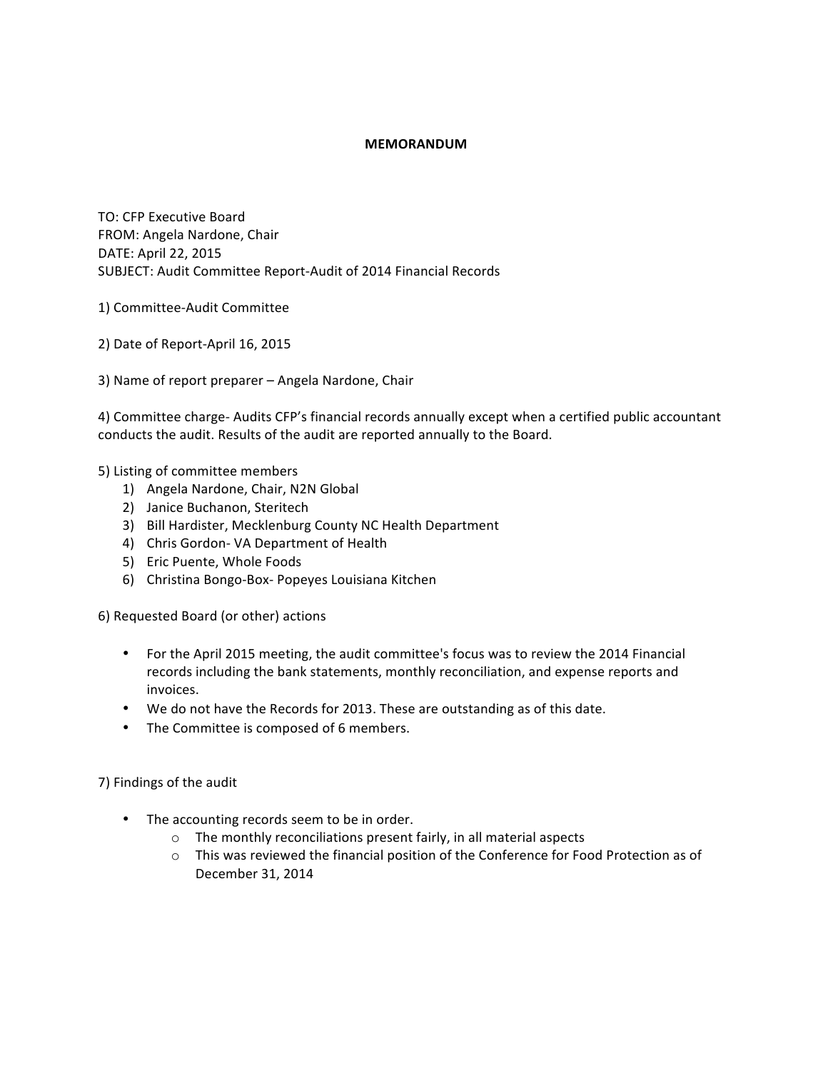**MEMORANDUM**

TO: CFP Executive Board
FROM: Angela Nardone, Chair
DATE: April 22, 2015
SUBJECT: Audit Committee Report-Audit of 2014 Financial Records

1) Committee-Audit Committee

2) Date of Report-April 16, 2015

3) Name of report preparer – Angela Nardone, Chair

4) Committee charge- Audits CFP's financial records annually except when a certified public accountant conducts the audit. Results of the audit are reported annually to the Board.

5) Listing of committee members

1) Angela Nardone, Chair, N2N Global
2) Janice Buchanon, Steritech
3) Bill Hardister, Mecklenburg County NC Health Department
4) Chris Gordon- VA Department of Health
5) Eric Puente, Whole Foods
6) Christina Bongo-Box- Popeyes Louisiana Kitchen

6) Requested Board (or other) actions

- For the April 2015 meeting, the audit committee's focus was to review the 2014 Financial records including the bank statements, monthly reconciliation, and expense reports and invoices.
- We do not have the Records for 2013. These are outstanding as of this date.
- The Committee is composed of 6 members.

7) Findings of the audit

- The accounting records seem to be in order.
    - The monthly reconciliations present fairly, in all material aspects
    - This was reviewed the financial position of the Conference for Food Protection as of December 31, 2014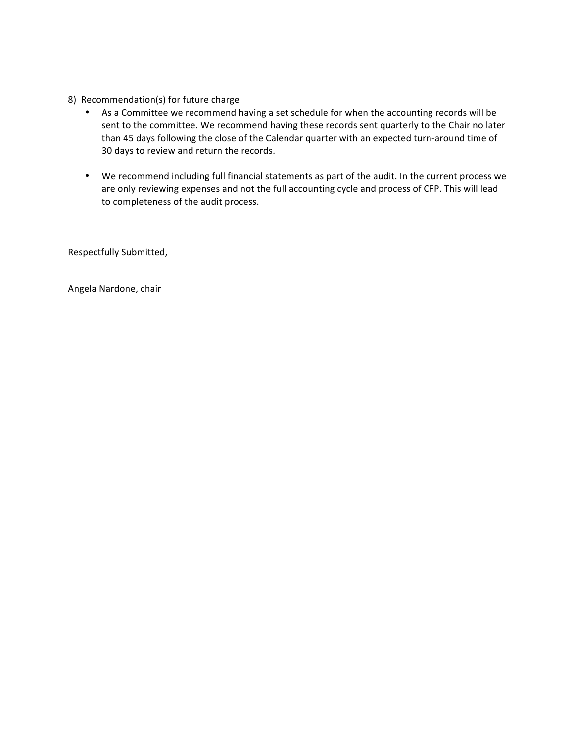8) Recommendation(s) for future charge

- As a Committee we recommend having a set schedule for when the accounting records will be sent to the committee. We recommend having these records sent quarterly to the Chair no later than 45 days following the close of the Calendar quarter with an expected turn-around time of 30 days to review and return the records.

- We recommend including full financial statements as part of the audit. In the current process we are only reviewing expenses and not the full accounting cycle and process of CFP. This will lead to completeness of the audit process.

Respectfully Submitted,

Angela Nardone, chair